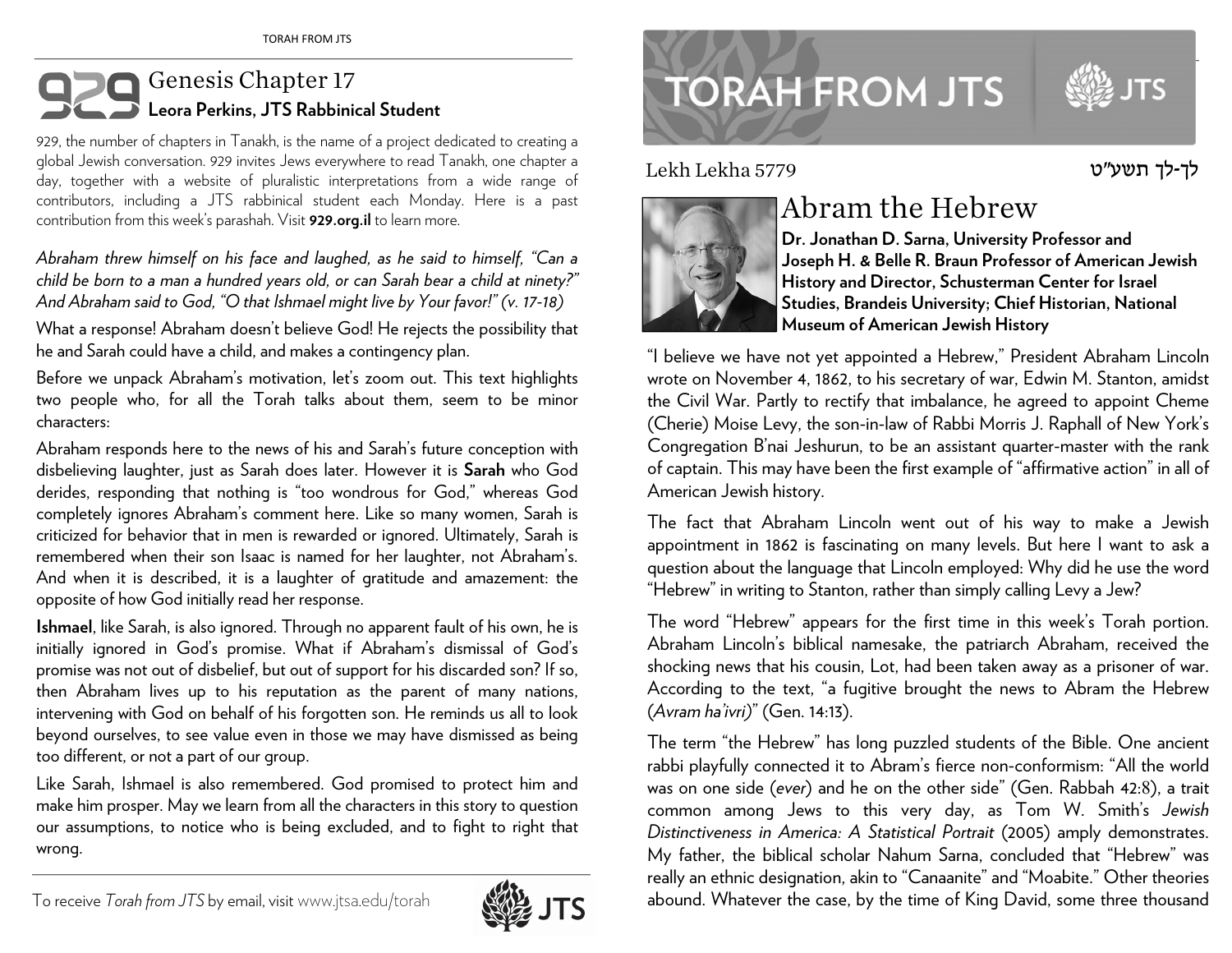# 929 Genesis Chapter 17

**Leora Perkins, JTS Rabbinical Student**

929, the number of chapters in Tanakh, is the name of a project dedicated to creating a global Jewish conversation. 929 invites Jews everywhere to read Tanakh, one chapter a day, together with a website of pluralistic interpretations from a wide range of contributors, including a JTS rabbinical student each Monday. Here is a past contribution from this week's parashah. Visit **929.org.il** to learn more.

*Abraham threw himself on his face and laughed, as he said to himself, "Can a child be born to a man a hundred years old, or can Sarah bear a child at ninety?" And Abraham said to God, "O that Ishmael might live by Your favor!" (v. 17-18)*

What a response! Abraham doesn't believe God! He rejects the possibility that he and Sarah could have a child, and makes a contingency plan.

Before we unpack Abraham's motivation, let's zoom out. This text highlights two people who, for all the Torah talks about them, seem to be minor characters:

Abraham responds here to the news of his and Sarah's future conception with disbelieving laughter, just as Sarah does later. However it is **Sarah** who God derides, responding that nothing is "too wondrous for God," whereas God completely ignores Abraham's comment here. Like so many women, Sarah is criticized for behavior that in men is rewarded or ignored. Ultimately, Sarah is remembered when their son Isaac is named for her laughter, not Abraham's. And when it is described, it is a laughter of gratitude and amazement: the opposite of how God initially read her response.

**Ishmael**, like Sarah, is also ignored. Through no apparent fault of his own, he is initially ignored in God's promise. What if Abraham's dismissal of God's promise was not out of disbelief, but out of support for his discarded son? If so, then Abraham lives up to his reputation as the parent of many nations, intervening with God on behalf of his forgotten son. He reminds us all to look beyond ourselves, to see value even in those we may have dismissed as being too different, or not a part of our group.

Like Sarah, Ishmael is also remembered. God promised to protect him and make him prosper. May we learn from all the characters in this story to question our assumptions, to notice who is being excluded, and to fight to right that wrong.

To receive *Torah from JTS* by email, visit www.jtsa.edu/torah

# TORAH FROM JTS

Lekh Lekha 5779 — לך-לך תשע"ט

## Abram the Hebrew

**Dr. Jonathan D. Sarna, University Professor and Joseph H. & Belle R. Braun Professor of American Jewish History and Director, Schusterman Center for Israel Studies, Brandeis University; Chief Historian, National Museum of American Jewish History**

"I believe we have not yet appointed a Hebrew," President Abraham Lincoln wrote on November 4, 1862, to his secretary of war, Edwin M. Stanton, amidst the Civil War. Partly to rectify that imbalance, he agreed to appoint Cheme (Cherie) Moise Levy, the son-in-law of Rabbi Morris J. Raphall of New York's Congregation B'nai Jeshurun, to be an assistant quarter-master with the rank of captain. This may have been the first example of "affirmative action" in all of American Jewish history.

The fact that Abraham Lincoln went out of his way to make a Jewish appointment in 1862 is fascinating on many levels. But here I want to ask a question about the language that Lincoln employed: Why did he use the word "Hebrew" in writing to Stanton, rather than simply calling Levy a Jew?

The word "Hebrew" appears for the first time in this week's Torah portion. Abraham Lincoln's biblical namesake, the patriarch Abraham, received the shocking news that his cousin, Lot, had been taken away as a prisoner of war. According to the text, "a fugitive brought the news to Abram the Hebrew (*Avram ha'ivri)*" (Gen. 14:13).

The term "the Hebrew" has long puzzled students of the Bible. One ancient rabbi playfully connected it to Abram's fierce non-conformism: "All the world was on one side (*ever*) and he on the other side" (Gen. Rabbah 42:8), a trait common among Jews to this very day, as Tom W. Smith's *Jewish Distinctiveness in America: A Statistical Portrait* (2005) amply demonstrates. My father, the biblical scholar Nahum Sarna, concluded that "Hebrew" was really an ethnic designation, akin to "Canaanite" and "Moabite." Other theories abound. Whatever the case, by the time of King David, some three thousand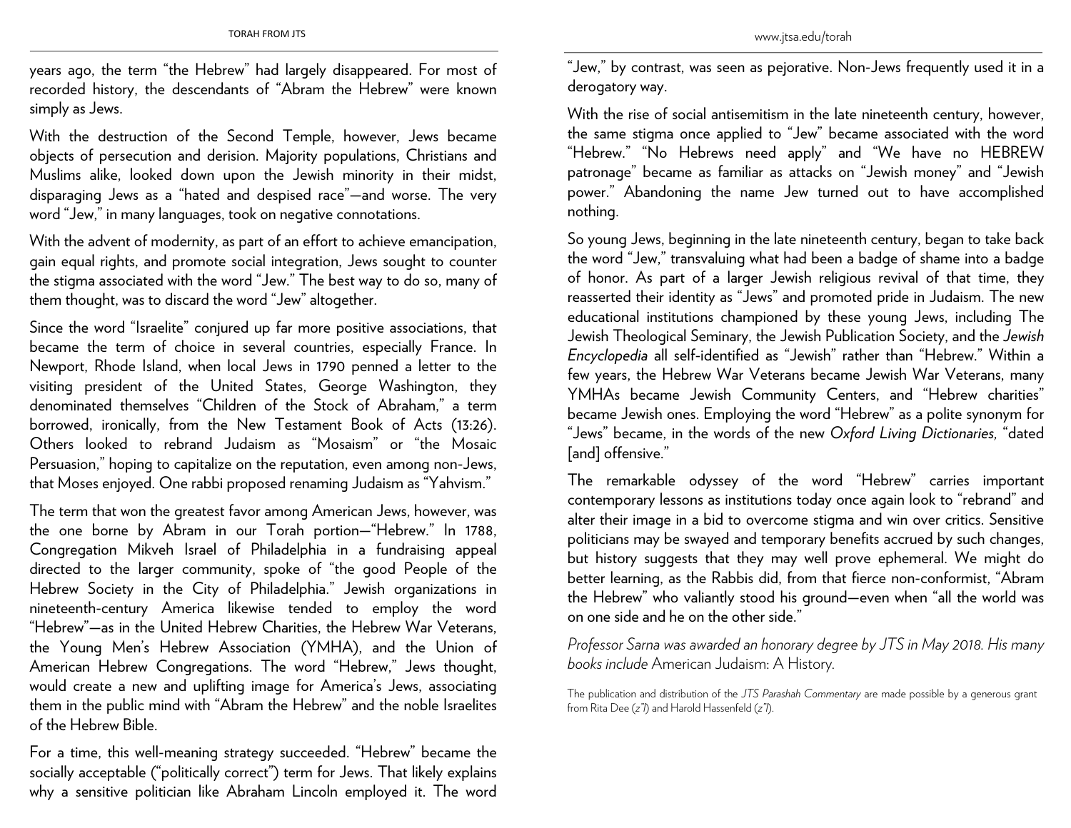years ago, the term "the Hebrew" had largely disappeared. For most of recorded history, the descendants of "Abram the Hebrew" were known simply as Jews.

With the destruction of the Second Temple, however, Jews became objects of persecution and derision. Majority populations, Christians and Muslims alike, looked down upon the Jewish minority in their midst, disparaging Jews as a "hated and despised race"—and worse. The very word "Jew," in many languages, took on negative connotations.

With the advent of modernity, as part of an effort to achieve emancipation, gain equal rights, and promote social integration, Jews sought to counter the stigma associated with the word "Jew." The best way to do so, many of them thought, was to discard the word "Jew" altogether.

Since the word "Israelite" conjured up far more positive associations, that became the term of choice in several countries, especially France. In Newport, Rhode Island, when local Jews in 1790 penned a letter to the visiting president of the United States, George Washington, they denominated themselves "Children of the Stock of Abraham," a term borrowed, ironically, from the New Testament Book of Acts (13:26). Others looked to rebrand Judaism as "Mosaism" or "the Mosaic Persuasion," hoping to capitalize on the reputation, even among non-Jews, that Moses enjoyed. One rabbi proposed renaming Judaism as "Yahvism."

The term that won the greatest favor among American Jews, however, was the one borne by Abram in our Torah portion—"Hebrew." In 1788, Congregation Mikveh Israel of Philadelphia in a fundraising appeal directed to the larger community, spoke of "the good People of the Hebrew Society in the City of Philadelphia." Jewish organizations in nineteenth-century America likewise tended to employ the word "Hebrew"—as in the United Hebrew Charities, the Hebrew War Veterans, the Young Men's Hebrew Association (YMHA), and the Union of American Hebrew Congregations. The word "Hebrew," Jews thought, would create a new and uplifting image for America's Jews, associating them in the public mind with "Abram the Hebrew" and the noble Israelites of the Hebrew Bible.

For a time, this well-meaning strategy succeeded. "Hebrew" became the socially acceptable ("politically correct") term for Jews. That likely explains why a sensitive politician like Abraham Lincoln employed it. The word "Jew," by contrast, was seen as pejorative. Non-Jews frequently used it in a derogatory way.

With the rise of social antisemitism in the late nineteenth century, however, the same stigma once applied to "Jew" became associated with the word "Hebrew." "No Hebrews need apply" and "We have no HEBREW patronage" became as familiar as attacks on "Jewish money" and "Jewish power." Abandoning the name Jew turned out to have accomplished nothing.

So young Jews, beginning in the late nineteenth century, began to take back the word "Jew," transvaluing what had been a badge of shame into a badge of honor. As part of a larger Jewish religious revival of that time, they reasserted their identity as "Jews" and promoted pride in Judaism. The new educational institutions championed by these young Jews, including The Jewish Theological Seminary, the Jewish Publication Society, and the *Jewish Encyclopedia* all self-identified as "Jewish" rather than "Hebrew." Within a few years, the Hebrew War Veterans became Jewish War Veterans, many YMHAs became Jewish Community Centers, and "Hebrew charities" became Jewish ones. Employing the word "Hebrew" as a polite synonym for "Jews" became, in the words of the new *Oxford Living Dictionaries,* "dated [and] offensive."

The remarkable odyssey of the word "Hebrew" carries important contemporary lessons as institutions today once again look to "rebrand" and alter their image in a bid to overcome stigma and win over critics. Sensitive politicians may be swayed and temporary benefits accrued by such changes, but history suggests that they may well prove ephemeral. We might do better learning, as the Rabbis did, from that fierce non-conformist, "Abram the Hebrew" who valiantly stood his ground—even when "all the world was on one side and he on the other side."

*Professor Sarna was awarded an honorary degree by JTS in May 2018. His many books include* American Judaism: A History.

The publication and distribution of the *JTS Parashah Commentary* are made possible by a generous grant from Rita Dee (*z"l*) and Harold Hassenfeld (*z"l*).